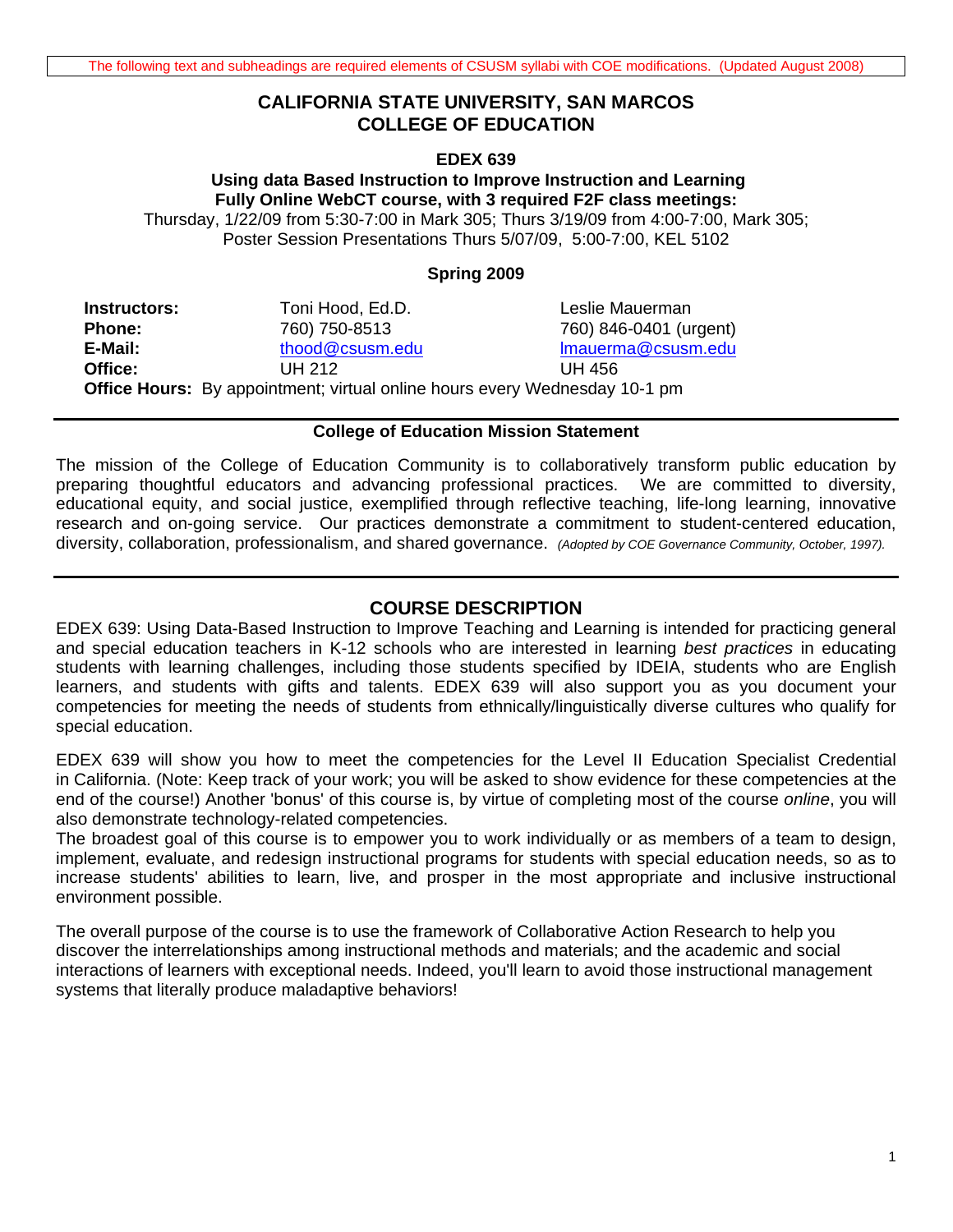The following text and subheadings are required elements of CSUSM syllabi with COE modifications. (Updated August 2008)

# CALIFORNIA STATE UNIVERSITY, SAN MARCOS
# COLLEGE OF EDUCATION

## EDEX 639

**Using data Based Instruction to Improve Instruction and Learning**
**Fully Online WebCT course, with 3 required F2F class meetings:**
Thursday, 1/22/09 from 5:30-7:00 in Mark 305; Thurs 3/19/09 from 4:00-7:00, Mark 305;
Poster Session Presentations Thurs 5/07/09, 5:00-7:00, KEL 5102

**Spring 2009**

| | | |
|---|---|---|
| **Instructors:** | Toni Hood, Ed.D. | Leslie Mauerman |
| **Phone:** | 760) 750-8513 | 760) 846-0401 (urgent) |
| **E-Mail:** | thood@csusm.edu | lmauerma@csusm.edu |
| **Office:** | UH 212 | UH 456 |

**Office Hours:** By appointment; virtual online hours every Wednesday 10-1 pm

### College of Education Mission Statement

The mission of the College of Education Community is to collaboratively transform public education by preparing thoughtful educators and advancing professional practices. We are committed to diversity, educational equity, and social justice, exemplified through reflective teaching, life-long learning, innovative research and on-going service. Our practices demonstrate a commitment to student-centered education, diversity, collaboration, professionalism, and shared governance. *(Adopted by COE Governance Community, October, 1997).*

## COURSE DESCRIPTION

EDEX 639: Using Data-Based Instruction to Improve Teaching and Learning is intended for practicing general and special education teachers in K-12 schools who are interested in learning *best practices* in educating students with learning challenges, including those students specified by IDEIA, students who are English learners, and students with gifts and talents. EDEX 639 will also support you as you document your competencies for meeting the needs of students from ethnically/linguistically diverse cultures who qualify for special education.

EDEX 639 will show you how to meet the competencies for the Level II Education Specialist Credential in California. (Note: Keep track of your work; you will be asked to show evidence for these competencies at the end of the course!) Another 'bonus' of this course is, by virtue of completing most of the course *online*, you will also demonstrate technology-related competencies.

The broadest goal of this course is to empower you to work individually or as members of a team to design, implement, evaluate, and redesign instructional programs for students with special education needs, so as to increase students' abilities to learn, live, and prosper in the most appropriate and inclusive instructional environment possible.

The overall purpose of the course is to use the framework of Collaborative Action Research to help you discover the interrelationships among instructional methods and materials; and the academic and social interactions of learners with exceptional needs. Indeed, you'll learn to avoid those instructional management systems that literally produce maladaptive behaviors!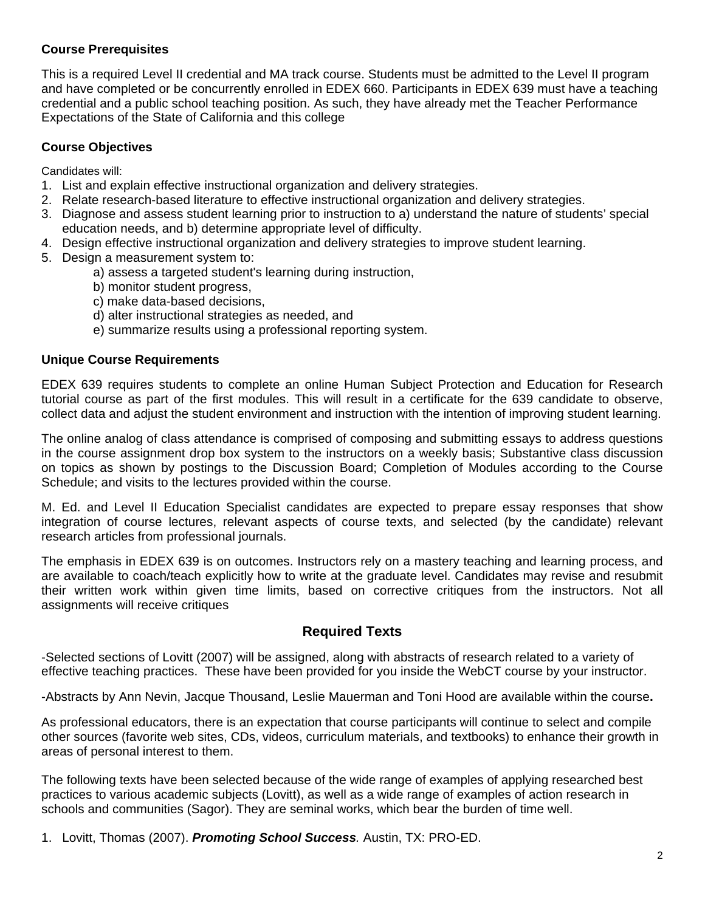### Course Prerequisites

This is a required Level II credential and MA track course. Students must be admitted to the Level II program and have completed or be concurrently enrolled in EDEX 660. Participants in EDEX 639 must have a teaching credential and a public school teaching position. As such, they have already met the Teacher Performance Expectations of the State of California and this college

### Course Objectives

Candidates will:

1. List and explain effective instructional organization and delivery strategies.
2. Relate research-based literature to effective instructional organization and delivery strategies.
3. Diagnose and assess student learning prior to instruction to a) understand the nature of students' special education needs, and b) determine appropriate level of difficulty.
4. Design effective instructional organization and delivery strategies to improve student learning.
5. Design a measurement system to:
   - a) assess a targeted student's learning during instruction,
   - b) monitor student progress,
   - c) make data-based decisions,
   - d) alter instructional strategies as needed, and
   - e) summarize results using a professional reporting system.

### Unique Course Requirements

EDEX 639 requires students to complete an online Human Subject Protection and Education for Research tutorial course as part of the first modules. This will result in a certificate for the 639 candidate to observe, collect data and adjust the student environment and instruction with the intention of improving student learning.

The online analog of class attendance is comprised of composing and submitting essays to address questions in the course assignment drop box system to the instructors on a weekly basis; Substantive class discussion on topics as shown by postings to the Discussion Board; Completion of Modules according to the Course Schedule; and visits to the lectures provided within the course.

M. Ed. and Level II Education Specialist candidates are expected to prepare essay responses that show integration of course lectures, relevant aspects of course texts, and selected (by the candidate) relevant research articles from professional journals.

The emphasis in EDEX 639 is on outcomes. Instructors rely on a mastery teaching and learning process, and are available to coach/teach explicitly how to write at the graduate level. Candidates may revise and resubmit their written work within given time limits, based on corrective critiques from the instructors. Not all assignments will receive critiques

## Required Texts

-Selected sections of Lovitt (2007) will be assigned, along with abstracts of research related to a variety of effective teaching practices. These have been provided for you inside the WebCT course by your instructor.

-Abstracts by Ann Nevin, Jacque Thousand, Leslie Mauerman and Toni Hood are available within the course**.**

As professional educators, there is an expectation that course participants will continue to select and compile other sources (favorite web sites, CDs, videos, curriculum materials, and textbooks) to enhance their growth in areas of personal interest to them.

The following texts have been selected because of the wide range of examples of applying researched best practices to various academic subjects (Lovitt), as well as a wide range of examples of action research in schools and communities (Sagor). They are seminal works, which bear the burden of time well.

1. Lovitt, Thomas (2007). ***Promoting School Success****.* Austin, TX: PRO-ED.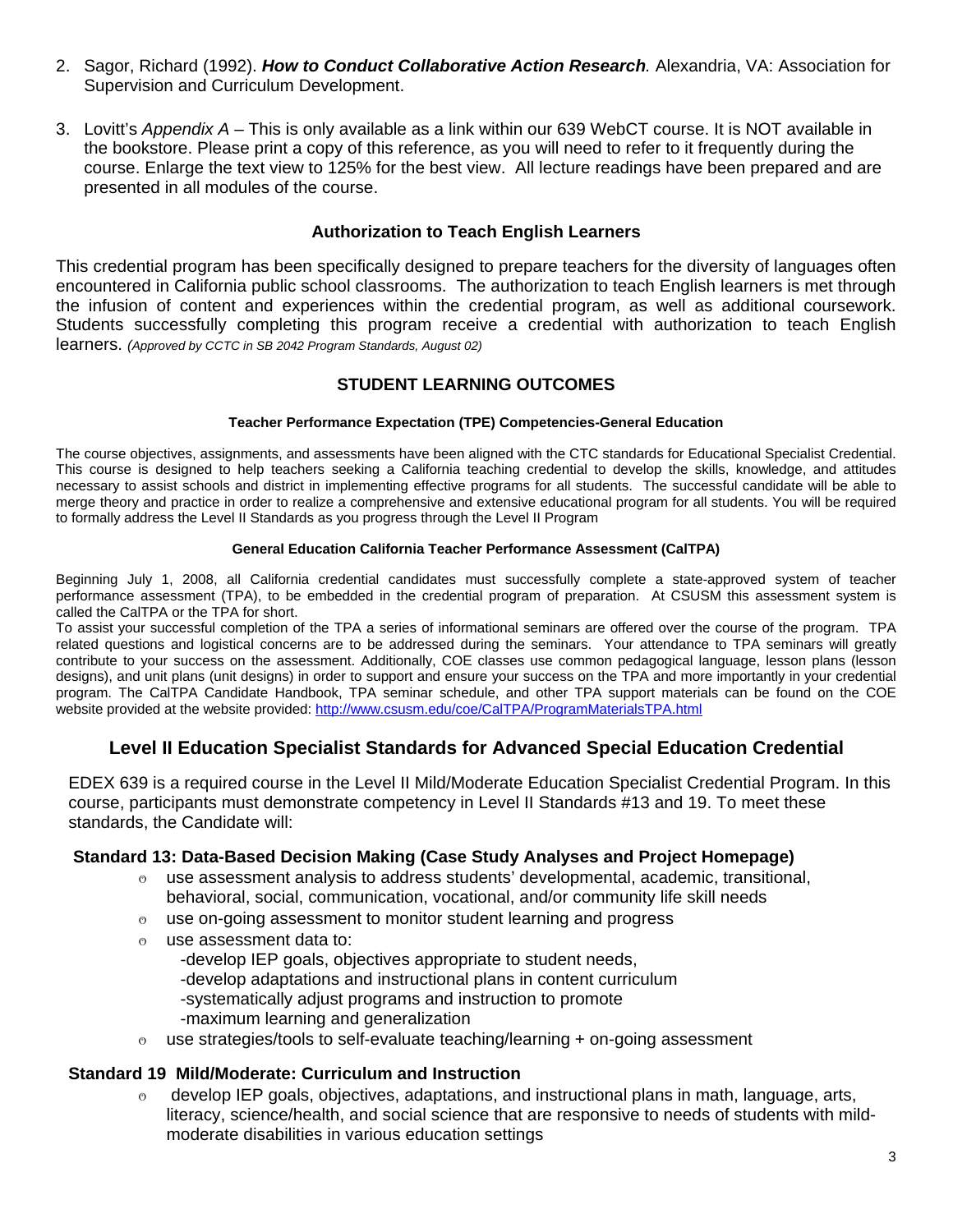2. Sagor, Richard (1992). ***How to Conduct Collaborative Action Research***. Alexandria, VA: Association for Supervision and Curriculum Development.

3. Lovitt's *Appendix A* – This is only available as a link within our 639 WebCT course. It is NOT available in the bookstore. Please print a copy of this reference, as you will need to refer to it frequently during the course. Enlarge the text view to 125% for the best view. All lecture readings have been prepared and are presented in all modules of the course.

### Authorization to Teach English Learners

This credential program has been specifically designed to prepare teachers for the diversity of languages often encountered in California public school classrooms. The authorization to teach English learners is met through the infusion of content and experiences within the credential program, as well as additional coursework. Students successfully completing this program receive a credential with authorization to teach English learners. *(Approved by CCTC in SB 2042 Program Standards, August 02)*

## STUDENT LEARNING OUTCOMES

#### Teacher Performance Expectation (TPE) Competencies-General Education

The course objectives, assignments, and assessments have been aligned with the CTC standards for Educational Specialist Credential. This course is designed to help teachers seeking a California teaching credential to develop the skills, knowledge, and attitudes necessary to assist schools and district in implementing effective programs for all students. The successful candidate will be able to merge theory and practice in order to realize a comprehensive and extensive educational program for all students. You will be required to formally address the Level II Standards as you progress through the Level II Program

#### General Education California Teacher Performance Assessment (CalTPA)

Beginning July 1, 2008, all California credential candidates must successfully complete a state-approved system of teacher performance assessment (TPA), to be embedded in the credential program of preparation. At CSUSM this assessment system is called the CalTPA or the TPA for short.
To assist your successful completion of the TPA a series of informational seminars are offered over the course of the program. TPA related questions and logistical concerns are to be addressed during the seminars. Your attendance to TPA seminars will greatly contribute to your success on the assessment. Additionally, COE classes use common pedagogical language, lesson plans (lesson designs), and unit plans (unit designs) in order to support and ensure your success on the TPA and more importantly in your credential program. The CalTPA Candidate Handbook, TPA seminar schedule, and other TPA support materials can be found on the COE website provided at the website provided: http://www.csusm.edu/coe/CalTPA/ProgramMaterialsTPA.html

## Level II Education Specialist Standards for Advanced Special Education Credential

EDEX 639 is a required course in the Level II Mild/Moderate Education Specialist Credential Program. In this course, participants must demonstrate competency in Level II Standards #13 and 19. To meet these standards, the Candidate will:

### Standard 13: Data-Based Decision Making (Case Study Analyses and Project Homepage)

- use assessment analysis to address students' developmental, academic, transitional, behavioral, social, communication, vocational, and/or community life skill needs
- use on-going assessment to monitor student learning and progress
- use assessment data to:
  - -develop IEP goals, objectives appropriate to student needs,
  - -develop adaptations and instructional plans in content curriculum
  - -systematically adjust programs and instruction to promote
  - -maximum learning and generalization
- use strategies/tools to self-evaluate teaching/learning + on-going assessment

### Standard 19 Mild/Moderate: Curriculum and Instruction

- develop IEP goals, objectives, adaptations, and instructional plans in math, language, arts, literacy, science/health, and social science that are responsive to needs of students with mild-moderate disabilities in various education settings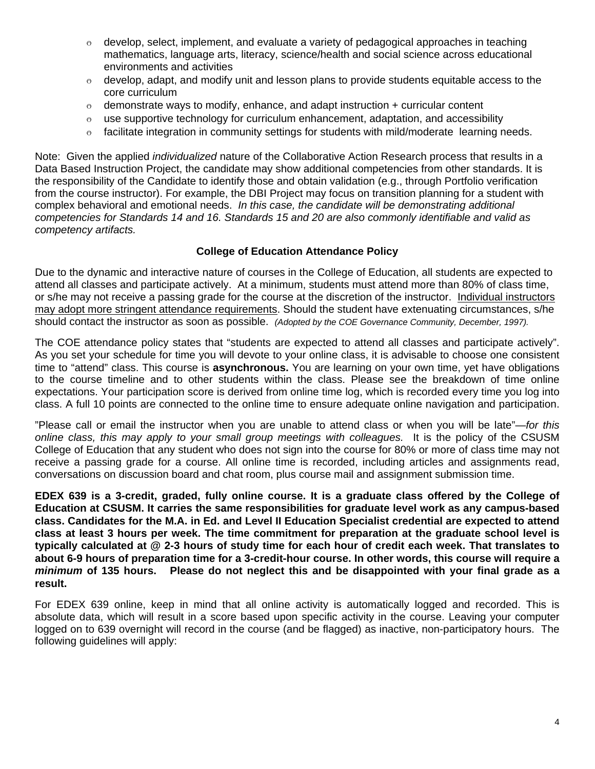- develop, select, implement, and evaluate a variety of pedagogical approaches in teaching mathematics, language arts, literacy, science/health and social science across educational environments and activities
- develop, adapt, and modify unit and lesson plans to provide students equitable access to the core curriculum
- demonstrate ways to modify, enhance, and adapt instruction + curricular content
- use supportive technology for curriculum enhancement, adaptation, and accessibility
- facilitate integration in community settings for students with mild/moderate learning needs.

Note: Given the applied *individualized* nature of the Collaborative Action Research process that results in a Data Based Instruction Project, the candidate may show additional competencies from other standards. It is the responsibility of the Candidate to identify those and obtain validation (e.g., through Portfolio verification from the course instructor). For example, the DBI Project may focus on transition planning for a student with complex behavioral and emotional needs. *In this case, the candidate will be demonstrating additional competencies for Standards 14 and 16. Standards 15 and 20 are also commonly identifiable and valid as competency artifacts.*

### College of Education Attendance Policy

Due to the dynamic and interactive nature of courses in the College of Education, all students are expected to attend all classes and participate actively. At a minimum, students must attend more than 80% of class time, or s/he may not receive a passing grade for the course at the discretion of the instructor. Individual instructors may adopt more stringent attendance requirements. Should the student have extenuating circumstances, s/he should contact the instructor as soon as possible. *(Adopted by the COE Governance Community, December, 1997).*

The COE attendance policy states that "students are expected to attend all classes and participate actively". As you set your schedule for time you will devote to your online class, it is advisable to choose one consistent time to "attend" class. This course is **asynchronous.** You are learning on your own time, yet have obligations to the course timeline and to other students within the class. Please see the breakdown of time online expectations. Your participation score is derived from online time log, which is recorded every time you log into class. A full 10 points are connected to the online time to ensure adequate online navigation and participation.

"Please call or email the instructor when you are unable to attend class or when you will be late"—*for this online class, this may apply to your small group meetings with colleagues.* It is the policy of the CSUSM College of Education that any student who does not sign into the course for 80% or more of class time may not receive a passing grade for a course. All online time is recorded, including articles and assignments read, conversations on discussion board and chat room, plus course mail and assignment submission time.

**EDEX 639 is a 3-credit, graded, fully online course. It is a graduate class offered by the College of Education at CSUSM. It carries the same responsibilities for graduate level work as any campus-based class. Candidates for the M.A. in Ed. and Level II Education Specialist credential are expected to attend class at least 3 hours per week. The time commitment for preparation at the graduate school level is typically calculated at @ 2-3 hours of study time for each hour of credit each week. That translates to about 6-9 hours of preparation time for a 3-credit-hour course. In other words, this course will require a *minimum* of 135 hours. Please do not neglect this and be disappointed with your final grade as a result.**

For EDEX 639 online, keep in mind that all online activity is automatically logged and recorded. This is absolute data, which will result in a score based upon specific activity in the course. Leaving your computer logged on to 639 overnight will record in the course (and be flagged) as inactive, non-participatory hours. The following guidelines will apply: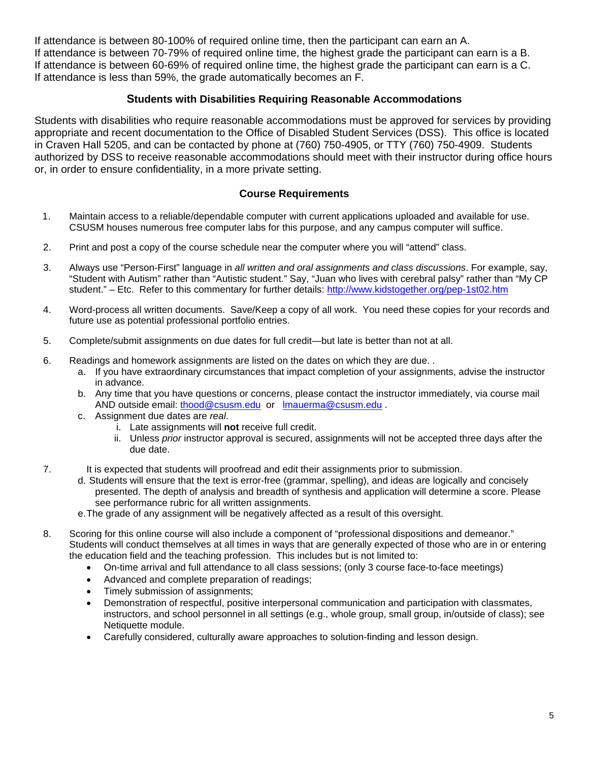If attendance is between 80-100% of required online time, then the participant can earn an A.
If attendance is between 70-79% of required online time, the highest grade the participant can earn is a B.
If attendance is between 60-69% of required online time, the highest grade the participant can earn is a C.
If attendance is less than 59%, the grade automatically becomes an F.

### Students with Disabilities Requiring Reasonable Accommodations

Students with disabilities who require reasonable accommodations must be approved for services by providing appropriate and recent documentation to the Office of Disabled Student Services (DSS). This office is located in Craven Hall 5205, and can be contacted by phone at (760) 750-4905, or TTY (760) 750-4909. Students authorized by DSS to receive reasonable accommodations should meet with their instructor during office hours or, in order to ensure confidentiality, in a more private setting.

### Course Requirements

1. Maintain access to a reliable/dependable computer with current applications uploaded and available for use. CSUSM houses numerous free computer labs for this purpose, and any campus computer will suffice.

2. Print and post a copy of the course schedule near the computer where you will "attend" class.

3. Always use "Person-First" language in *all written and oral assignments and class discussions*. For example, say, "Student with Autism" rather than "Autistic student." Say, "Juan who lives with cerebral palsy" rather than "My CP student." – Etc. Refer to this commentary for further details: http://www.kidstogether.org/pep-1st02.htm

4. Word-process all written documents. Save/Keep a copy of all work. You need these copies for your records and future use as potential professional portfolio entries.

5. Complete/submit assignments on due dates for full credit—but late is better than not at all.

6. Readings and homework assignments are listed on the dates on which they are due. .
   a. If you have extraordinary circumstances that impact completion of your assignments, advise the instructor in advance.
   b. Any time that you have questions or concerns, please contact the instructor immediately, via course mail AND outside email: thood@csusm.edu or lmauerma@csusm.edu .
   c. Assignment due dates are *real*.
      i. Late assignments will **not** receive full credit.
      ii. Unless *prior* instructor approval is secured, assignments will not be accepted three days after the due date.

7. It is expected that students will proofread and edit their assignments prior to submission.
   d. Students will ensure that the text is error-free (grammar, spelling), and ideas are logically and concisely presented. The depth of analysis and breadth of synthesis and application will determine a score. Please see performance rubric for all written assignments.
   e. The grade of any assignment will be negatively affected as a result of this oversight.

8. Scoring for this online course will also include a component of "professional dispositions and demeanor." Students will conduct themselves at all times in ways that are generally expected of those who are in or entering the education field and the teaching profession. This includes but is not limited to:
   - On-time arrival and full attendance to all class sessions; (only 3 course face-to-face meetings)
   - Advanced and complete preparation of readings;
   - Timely submission of assignments;
   - Demonstration of respectful, positive interpersonal communication and participation with classmates, instructors, and school personnel in all settings (e.g., whole group, small group, in/outside of class); see Netiquette module.
   - Carefully considered, culturally aware approaches to solution-finding and lesson design.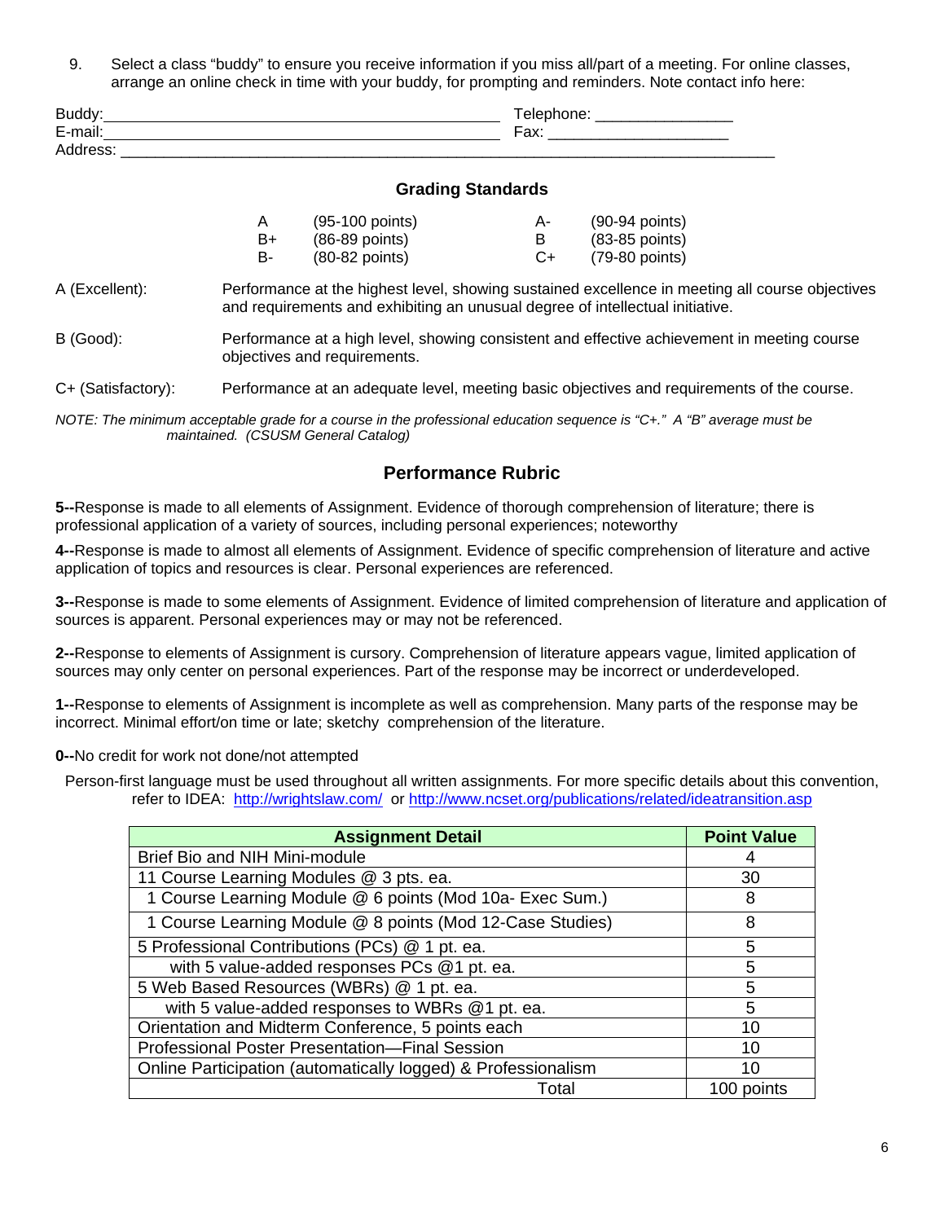9. Select a class "buddy" to ensure you receive information if you miss all/part of a meeting. For online classes, arrange an online check in time with your buddy, for prompting and reminders. Note contact info here:

Buddy:_______________________________________________ Telephone: ________________
E-mail:_______________________________________________ Fax: _____________________
Address: _____________________________________________________________________________

## Grading Standards

| | | | |
|---|---|---|---|
| A | (95-100 points) | A- | (90-94 points) |
| B+ | (86-89 points) | B | (83-85 points) |
| B- | (80-82 points) | C+ | (79-80 points) |

A (Excellent): Performance at the highest level, showing sustained excellence in meeting all course objectives and requirements and exhibiting an unusual degree of intellectual initiative.

B (Good): Performance at a high level, showing consistent and effective achievement in meeting course objectives and requirements.

C+ (Satisfactory): Performance at an adequate level, meeting basic objectives and requirements of the course.

*NOTE: The minimum acceptable grade for a course in the professional education sequence is "C+." A "B" average must be maintained. (CSUSM General Catalog)*

## Performance Rubric

**5--**Response is made to all elements of Assignment. Evidence of thorough comprehension of literature; there is professional application of a variety of sources, including personal experiences; noteworthy

**4--**Response is made to almost all elements of Assignment. Evidence of specific comprehension of literature and active application of topics and resources is clear. Personal experiences are referenced.

**3--**Response is made to some elements of Assignment. Evidence of limited comprehension of literature and application of sources is apparent. Personal experiences may or may not be referenced.

**2--**Response to elements of Assignment is cursory. Comprehension of literature appears vague, limited application of sources may only center on personal experiences. Part of the response may be incorrect or underdeveloped.

**1--**Response to elements of Assignment is incomplete as well as comprehension. Many parts of the response may be incorrect. Minimal effort/on time or late; sketchy comprehension of the literature.

**0--**No credit for work not done/not attempted

Person-first language must be used throughout all written assignments. For more specific details about this convention, refer to IDEA: http://wrightslaw.com/ or http://www.ncset.org/publications/related/ideatransition.asp

| Assignment Detail | Point Value |
|---|---|
| Brief Bio and NIH Mini-module | 4 |
| 11 Course Learning Modules @ 3 pts. ea. | 30 |
| 1 Course Learning Module @ 6 points (Mod 10a- Exec Sum.) | 8 |
| 1 Course Learning Module @ 8 points (Mod 12-Case Studies) | 8 |
| 5 Professional Contributions (PCs) @ 1 pt. ea. | 5 |
| with 5 value-added responses PCs @1 pt. ea. | 5 |
| 5 Web Based Resources (WBRs) @ 1 pt. ea. | 5 |
| with 5 value-added responses to WBRs @1 pt. ea. | 5 |
| Orientation and Midterm Conference, 5 points each | 10 |
| Professional Poster Presentation—Final Session | 10 |
| Online Participation (automatically logged) & Professionalism | 10 |
| Total | 100 points |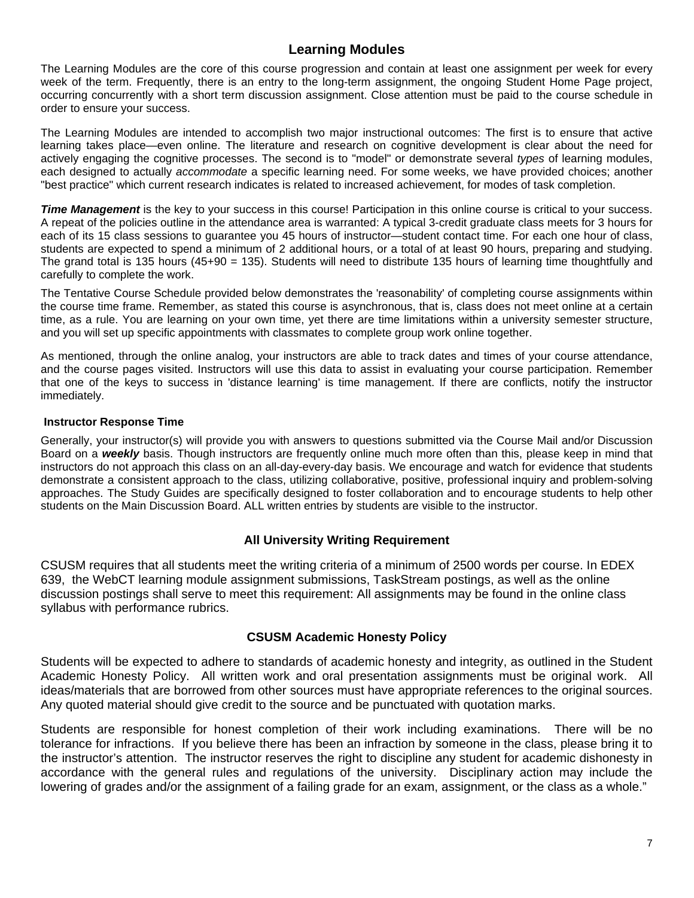## Learning Modules

The Learning Modules are the core of this course progression and contain at least one assignment per week for every week of the term. Frequently, there is an entry to the long-term assignment, the ongoing Student Home Page project, occurring concurrently with a short term discussion assignment. Close attention must be paid to the course schedule in order to ensure your success.

The Learning Modules are intended to accomplish two major instructional outcomes: The first is to ensure that active learning takes place—even online. The literature and research on cognitive development is clear about the need for actively engaging the cognitive processes. The second is to "model" or demonstrate several *types* of learning modules, each designed to actually *accommodate* a specific learning need. For some weeks, we have provided choices; another "best practice" which current research indicates is related to increased achievement, for modes of task completion.

***Time Management*** is the key to your success in this course! Participation in this online course is critical to your success. A repeat of the policies outline in the attendance area is warranted: A typical 3-credit graduate class meets for 3 hours for each of its 15 class sessions to guarantee you 45 hours of instructor—student contact time. For each one hour of class, students are expected to spend a minimum of 2 additional hours, or a total of at least 90 hours, preparing and studying. The grand total is 135 hours (45+90 = 135). Students will need to distribute 135 hours of learning time thoughtfully and carefully to complete the work.

The Tentative Course Schedule provided below demonstrates the 'reasonability' of completing course assignments within the course time frame. Remember, as stated this course is asynchronous, that is, class does not meet online at a certain time, as a rule. You are learning on your own time, yet there are time limitations within a university semester structure, and you will set up specific appointments with classmates to complete group work online together.

As mentioned, through the online analog, your instructors are able to track dates and times of your course attendance, and the course pages visited. Instructors will use this data to assist in evaluating your course participation. Remember that one of the keys to success in 'distance learning' is time management. If there are conflicts, notify the instructor immediately.

### Instructor Response Time

Generally, your instructor(s) will provide you with answers to questions submitted via the Course Mail and/or Discussion Board on a ***weekly*** basis. Though instructors are frequently online much more often than this, please keep in mind that instructors do not approach this class on an all-day-every-day basis. We encourage and watch for evidence that students demonstrate a consistent approach to the class, utilizing collaborative, positive, professional inquiry and problem-solving approaches. The Study Guides are specifically designed to foster collaboration and to encourage students to help other students on the Main Discussion Board. ALL written entries by students are visible to the instructor.

## All University Writing Requirement

CSUSM requires that all students meet the writing criteria of a minimum of 2500 words per course. In EDEX 639, the WebCT learning module assignment submissions, TaskStream postings, as well as the online discussion postings shall serve to meet this requirement: All assignments may be found in the online class syllabus with performance rubrics.

## CSUSM Academic Honesty Policy

Students will be expected to adhere to standards of academic honesty and integrity, as outlined in the Student Academic Honesty Policy. All written work and oral presentation assignments must be original work. All ideas/materials that are borrowed from other sources must have appropriate references to the original sources. Any quoted material should give credit to the source and be punctuated with quotation marks.

Students are responsible for honest completion of their work including examinations. There will be no tolerance for infractions. If you believe there has been an infraction by someone in the class, please bring it to the instructor's attention. The instructor reserves the right to discipline any student for academic dishonesty in accordance with the general rules and regulations of the university. Disciplinary action may include the lowering of grades and/or the assignment of a failing grade for an exam, assignment, or the class as a whole."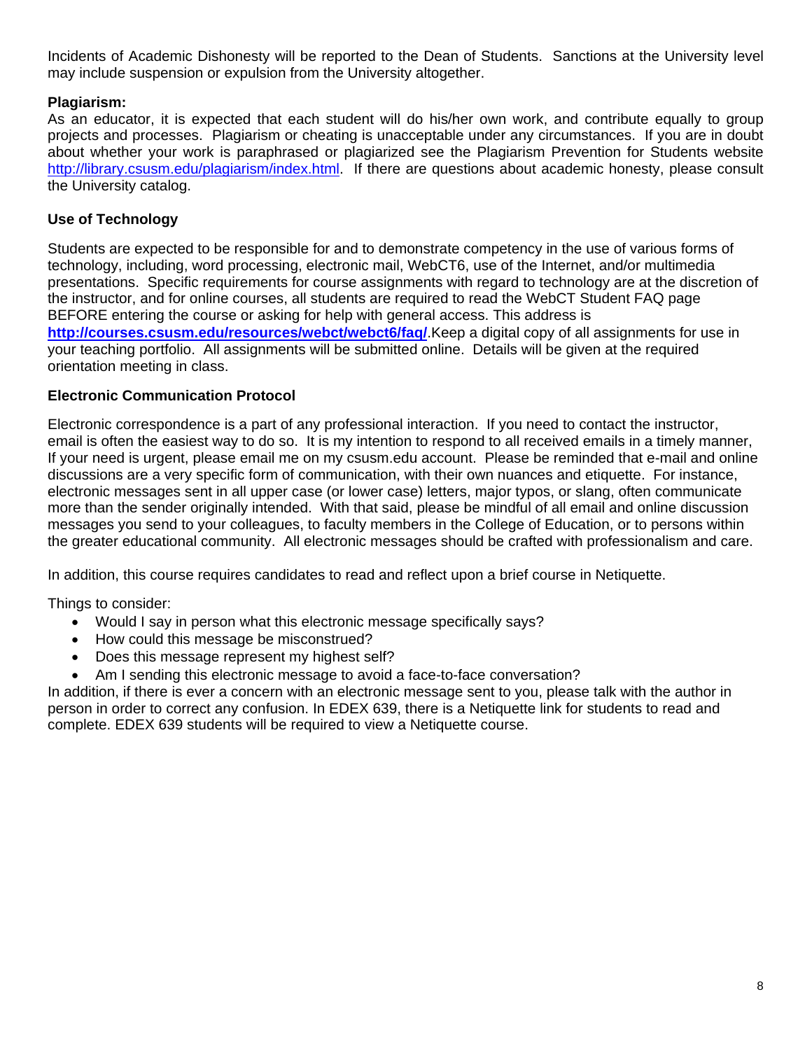Incidents of Academic Dishonesty will be reported to the Dean of Students. Sanctions at the University level may include suspension or expulsion from the University altogether.

**Plagiarism:**

As an educator, it is expected that each student will do his/her own work, and contribute equally to group projects and processes. Plagiarism or cheating is unacceptable under any circumstances. If you are in doubt about whether your work is paraphrased or plagiarized see the Plagiarism Prevention for Students website http://library.csusm.edu/plagiarism/index.html. If there are questions about academic honesty, please consult the University catalog.

**Use of Technology**

Students are expected to be responsible for and to demonstrate competency in the use of various forms of technology, including, word processing, electronic mail, WebCT6, use of the Internet, and/or multimedia presentations. Specific requirements for course assignments with regard to technology are at the discretion of the instructor, and for online courses, all students are required to read the WebCT Student FAQ page BEFORE entering the course or asking for help with general access. This address is **http://courses.csusm.edu/resources/webct/webct6/faq/**.Keep a digital copy of all assignments for use in your teaching portfolio. All assignments will be submitted online. Details will be given at the required orientation meeting in class.

**Electronic Communication Protocol**

Electronic correspondence is a part of any professional interaction. If you need to contact the instructor, email is often the easiest way to do so. It is my intention to respond to all received emails in a timely manner, If your need is urgent, please email me on my csusm.edu account. Please be reminded that e-mail and online discussions are a very specific form of communication, with their own nuances and etiquette. For instance, electronic messages sent in all upper case (or lower case) letters, major typos, or slang, often communicate more than the sender originally intended. With that said, please be mindful of all email and online discussion messages you send to your colleagues, to faculty members in the College of Education, or to persons within the greater educational community. All electronic messages should be crafted with professionalism and care.

In addition, this course requires candidates to read and reflect upon a brief course in Netiquette.

Things to consider:

- Would I say in person what this electronic message specifically says?
- How could this message be misconstrued?
- Does this message represent my highest self?
- Am I sending this electronic message to avoid a face-to-face conversation?

In addition, if there is ever a concern with an electronic message sent to you, please talk with the author in person in order to correct any confusion. In EDEX 639, there is a Netiquette link for students to read and complete. EDEX 639 students will be required to view a Netiquette course.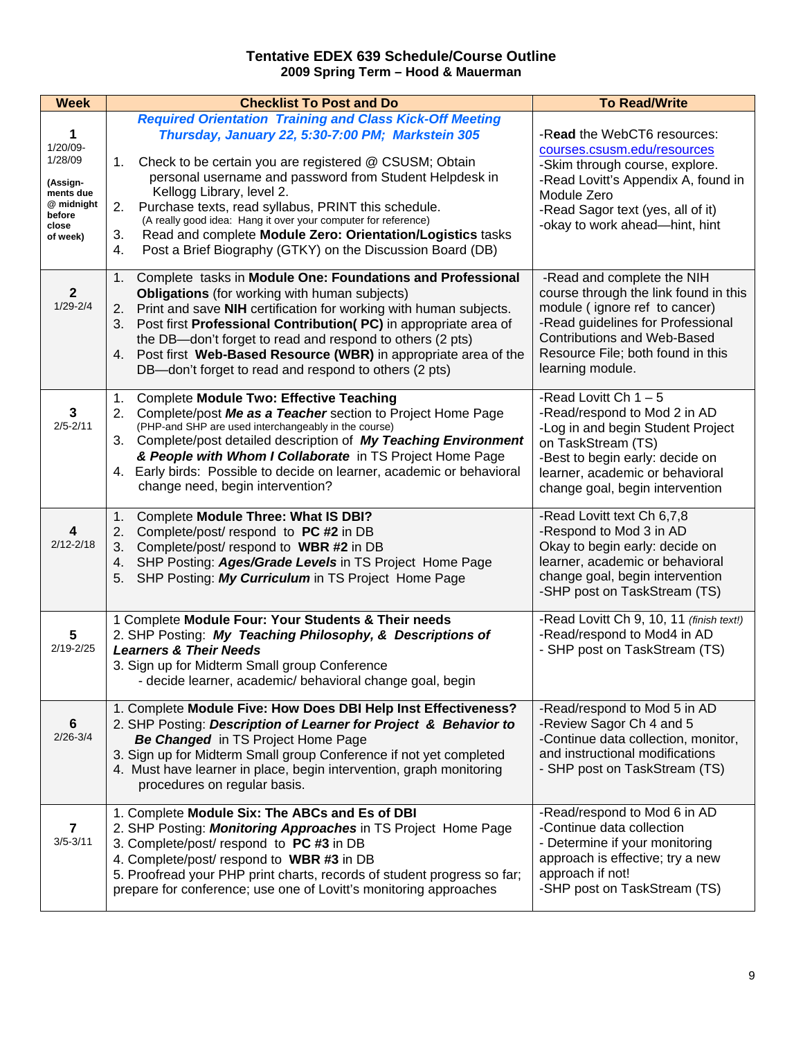# Tentative EDEX 639 Schedule/Course Outline
## 2009 Spring Term – Hood & Mauerman

| Week | Checklist To Post and Do | To Read/Write |
|---|---|---|
| **1**<br>1/20/09-1/28/09<br><br>**(Assign-ments due @ midnight before close of week)** | ***Required Orientation Training and Class Kick-Off Meeting Thursday, January 22, 5:30-7:00 PM; Markstein 305***<br>1. Check to be certain you are registered @ CSUSM; Obtain personal username and password from Student Helpdesk in Kellogg Library, level 2.<br>2. Purchase texts, read syllabus, PRINT this schedule. (A really good idea: Hang it over your computer for reference)<br>3. Read and complete **Module Zero: Orientation/Logistics** tasks<br>4. Post a Brief Biography (GTKY) on the Discussion Board (DB) | -R**ead** the WebCT6 resources: courses.csusm.edu/resources<br>-Skim through course, explore.<br>-Read Lovitt's Appendix A, found in Module Zero<br>-Read Sagor text (yes, all of it)<br>-okay to work ahead—hint, hint |
| **2**<br>1/29-2/4 | 1. Complete tasks in **Module One: Foundations and Professional Obligations** (for working with human subjects)<br>2. Print and save **NIH** certification for working with human subjects.<br>3. Post first **Professional Contribution( PC)** in appropriate area of the DB—don't forget to read and respond to others (2 pts)<br>4. Post first **Web-Based Resource (WBR)** in appropriate area of the DB—don't forget to read and respond to others (2 pts) | -Read and complete the NIH course through the link found in this module ( ignore ref to cancer)<br>-Read guidelines for Professional Contributions and Web-Based Resource File; both found in this learning module. |
| **3**<br>2/5-2/11 | 1. Complete **Module Two: Effective Teaching**<br>2. Complete/post ***Me as a Teacher*** section to Project Home Page (PHP-and SHP are used interchangeably in the course)<br>3. Complete/post detailed description of ***My Teaching Environment & People with Whom I Collaborate*** in TS Project Home Page<br>4. Early birds: Possible to decide on learner, academic or behavioral change need, begin intervention? | -Read Lovitt Ch 1 – 5<br>-Read/respond to Mod 2 in AD<br>-Log in and begin Student Project on TaskStream (TS)<br>-Best to begin early: decide on learner, academic or behavioral change goal, begin intervention |
| **4**<br>2/12-2/18 | 1. Complete **Module Three: What IS DBI?**<br>2. Complete/post/ respond to **PC #2** in DB<br>3. Complete/post/ respond to **WBR #2** in DB<br>4. SHP Posting: ***Ages/Grade Levels*** in TS Project Home Page<br>5. SHP Posting: ***My Curriculum*** in TS Project Home Page | -Read Lovitt text Ch 6,7,8<br>-Respond to Mod 3 in AD<br>Okay to begin early: decide on learner, academic or behavioral change goal, begin intervention<br>-SHP post on TaskStream (TS) |
| **5**<br>2/19-2/25 | 1 Complete **Module Four: Your Students & Their needs**<br>2. SHP Posting: ***My Teaching Philosophy, & Descriptions of Learners & Their Needs***<br>3. Sign up for Midterm Small group Conference<br>- decide learner, academic/ behavioral change goal, begin | -Read Lovitt Ch 9, 10, 11 *(finish text!)*<br>-Read/respond to Mod4 in AD<br>- SHP post on TaskStream (TS) |
| **6**<br>2/26-3/4 | 1. Complete **Module Five: How Does DBI Help Inst Effectiveness?**<br>2. SHP Posting: ***Description of Learner for Project & Behavior to Be Changed*** in TS Project Home Page<br>3. Sign up for Midterm Small group Conference if not yet completed<br>4. Must have learner in place, begin intervention, graph monitoring procedures on regular basis. | -Read/respond to Mod 5 in AD<br>-Review Sagor Ch 4 and 5<br>-Continue data collection, monitor, and instructional modifications<br>- SHP post on TaskStream (TS) |
| **7**<br>3/5-3/11 | 1. Complete **Module Six: The ABCs and Es of DBI**<br>2. SHP Posting: ***Monitoring Approaches*** in TS Project Home Page<br>3. Complete/post/ respond to **PC #3** in DB<br>4. Complete/post/ respond to **WBR #3** in DB<br>5. Proofread your PHP print charts, records of student progress so far; prepare for conference; use one of Lovitt's monitoring approaches | -Read/respond to Mod 6 in AD<br>-Continue data collection<br>- Determine if your monitoring approach is effective; try a new approach if not!<br>-SHP post on TaskStream (TS) |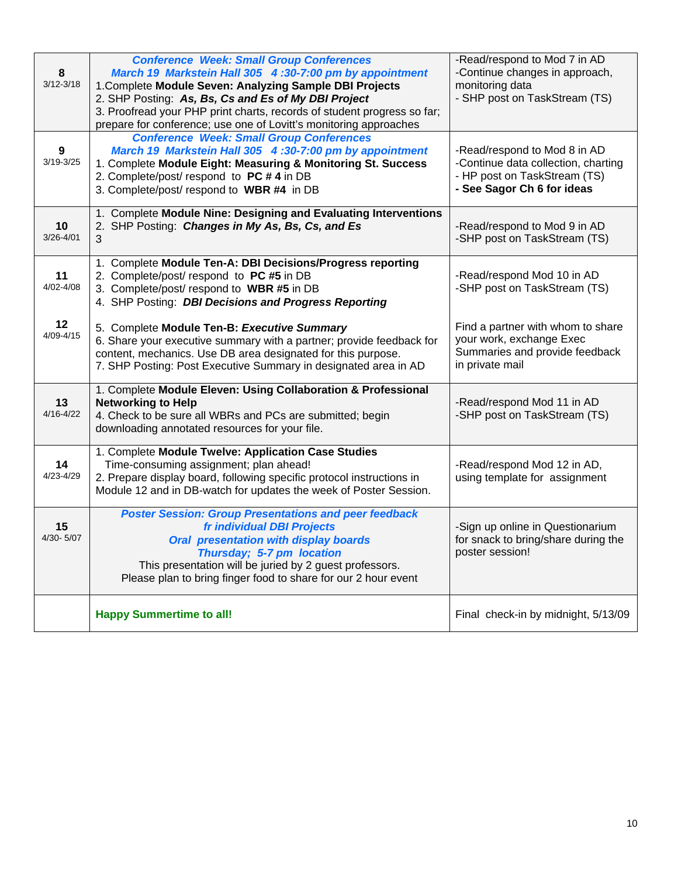| | | |
|---|---|---|
| **8**<br>3/12-3/18 | ***Conference Week: Small Group Conferences***<br>***March 19 Markstein Hall 305 4 :30-7:00 pm by appointment***<br>1.Complete **Module Seven: Analyzing Sample DBI Projects**<br>2. SHP Posting: ***As, Bs, Cs and Es of My DBI Project***<br>3. Proofread your PHP print charts, records of student progress so far; prepare for conference; use one of Lovitt's monitoring approaches | -Read/respond to Mod 7 in AD<br>-Continue changes in approach, monitoring data<br>- SHP post on TaskStream (TS) |
| **9**<br>3/19-3/25 | ***Conference Week: Small Group Conferences***<br>***March 19 Markstein Hall 305 4 :30-7:00 pm by appointment***<br>1. Complete **Module Eight: Measuring & Monitoring St. Success**<br>2. Complete/post/ respond to **PC # 4** in DB<br>3. Complete/post/ respond to **WBR #4** in DB | -Read/respond to Mod 8 in AD<br>-Continue data collection, charting<br>- HP post on TaskStream (TS)<br>**- See Sagor Ch 6 for ideas** |
| **10**<br>3/26-4/01 | 1. Complete **Module Nine: Designing and Evaluating Interventions**<br>2. SHP Posting: ***Changes in My As, Bs, Cs, and Es***<br>3 | -Read/respond to Mod 9 in AD<br>-SHP post on TaskStream (TS) |
| **11**<br>4/02-4/08<br><br>**12**<br>4/09-4/15 | 1. Complete **Module Ten-A: DBI Decisions/Progress reporting**<br>2. Complete/post/ respond to **PC #5** in DB<br>3. Complete/post/ respond to **WBR #5** in DB<br>4. SHP Posting: ***DBI Decisions and Progress Reporting***<br><br>5. Complete **Module Ten-B: *Executive Summary***<br>6. Share your executive summary with a partner; provide feedback for content, mechanics. Use DB area designated for this purpose.<br>7. SHP Posting: Post Executive Summary in designated area in AD | -Read/respond Mod 10 in AD<br>-SHP post on TaskStream (TS)<br><br>Find a partner with whom to share your work, exchange Exec Summaries and provide feedback in private mail |
| **13**<br>4/16-4/22 | 1. Complete **Module Eleven: Using Collaboration & Professional Networking to Help**<br>4. Check to be sure all WBRs and PCs are submitted; begin downloading annotated resources for your file. | -Read/respond Mod 11 in AD<br>-SHP post on TaskStream (TS) |
| **14**<br>4/23-4/29 | 1. Complete **Module Twelve: Application Case Studies**<br>Time-consuming assignment; plan ahead!<br>2. Prepare display board, following specific protocol instructions in Module 12 and in DB-watch for updates the week of Poster Session. | -Read/respond Mod 12 in AD, using template for assignment |
| **15**<br>4/30- 5/07 | ***Poster Session: Group Presentations and peer feedback fr individual DBI Projects***<br>***Oral presentation with display boards***<br>***Thursday; 5-7 pm location***<br>This presentation will be juried by 2 guest professors.<br>Please plan to bring finger food to share for our 2 hour event | -Sign up online in Questionarium for snack to bring/share during the poster session! |
| | **Happy Summertime to all!** | Final check-in by midnight, 5/13/09 |